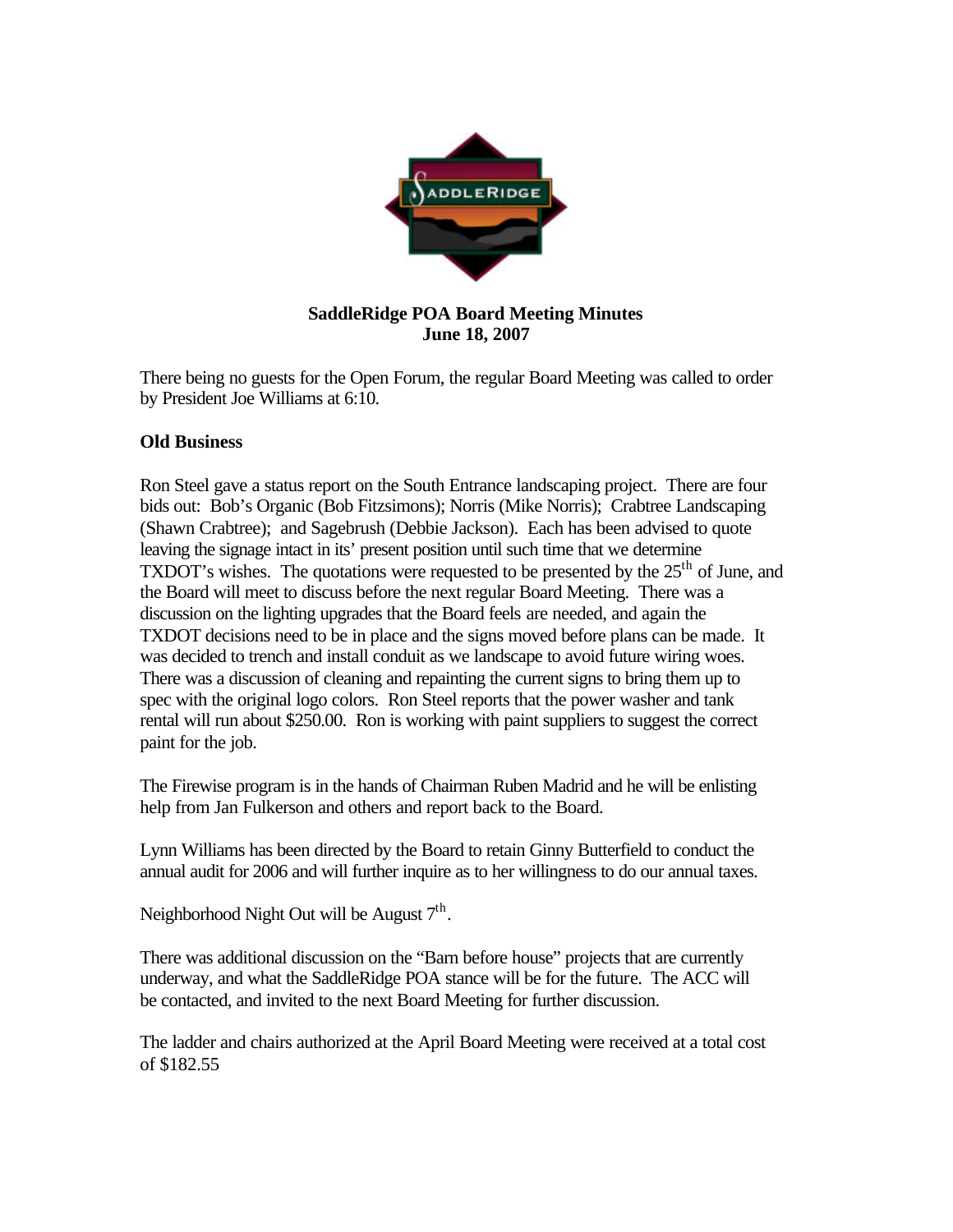**SaddleRidge POA Board Meeting Minutes**
**June 18, 2007**

There being no guests for the Open Forum, the regular Board Meeting was called to order by President Joe Williams at 6:10.

**Old Business**

Ron Steel gave a status report on the South Entrance landscaping project. There are four bids out: Bob's Organic (Bob Fitzsimons); Norris (Mike Norris); Crabtree Landscaping (Shawn Crabtree); and Sagebrush (Debbie Jackson). Each has been advised to quote leaving the signage intact in its' present position until such time that we determine TXDOT's wishes. The quotations were requested to be presented by the 25th of June, and the Board will meet to discuss before the next regular Board Meeting. There was a discussion on the lighting upgrades that the Board feels are needed, and again the TXDOT decisions need to be in place and the signs moved before plans can be made. It was decided to trench and install conduit as we landscape to avoid future wiring woes. There was a discussion of cleaning and repainting the current signs to bring them up to spec with the original logo colors. Ron Steel reports that the power washer and tank rental will run about $250.00. Ron is working with paint suppliers to suggest the correct paint for the job.

The Firewise program is in the hands of Chairman Ruben Madrid and he will be enlisting help from Jan Fulkerson and others and report back to the Board.

Lynn Williams has been directed by the Board to retain Ginny Butterfield to conduct the annual audit for 2006 and will further inquire as to her willingness to do our annual taxes.

Neighborhood Night Out will be August 7th.

There was additional discussion on the "Barn before house" projects that are currently underway, and what the SaddleRidge POA stance will be for the future. The ACC will be contacted, and invited to the next Board Meeting for further discussion.

The ladder and chairs authorized at the April Board Meeting were received at a total cost of $182.55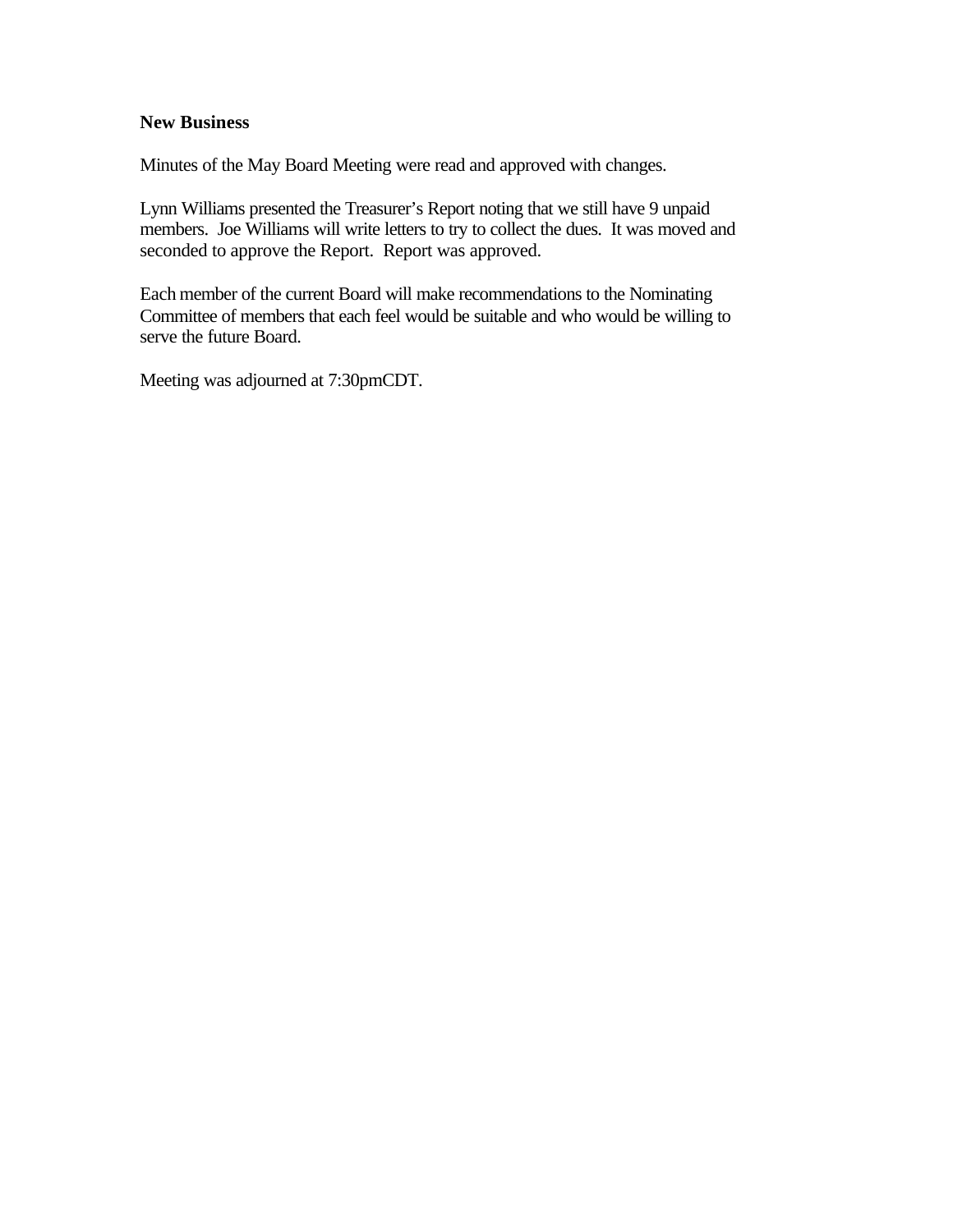**New Business**

Minutes of the May Board Meeting were read and approved with changes.

Lynn Williams presented the Treasurer's Report noting that we still have 9 unpaid members. Joe Williams will write letters to try to collect the dues. It was moved and seconded to approve the Report. Report was approved.

Each member of the current Board will make recommendations to the Nominating Committee of members that each feel would be suitable and who would be willing to serve the future Board.

Meeting was adjourned at 7:30pmCDT.